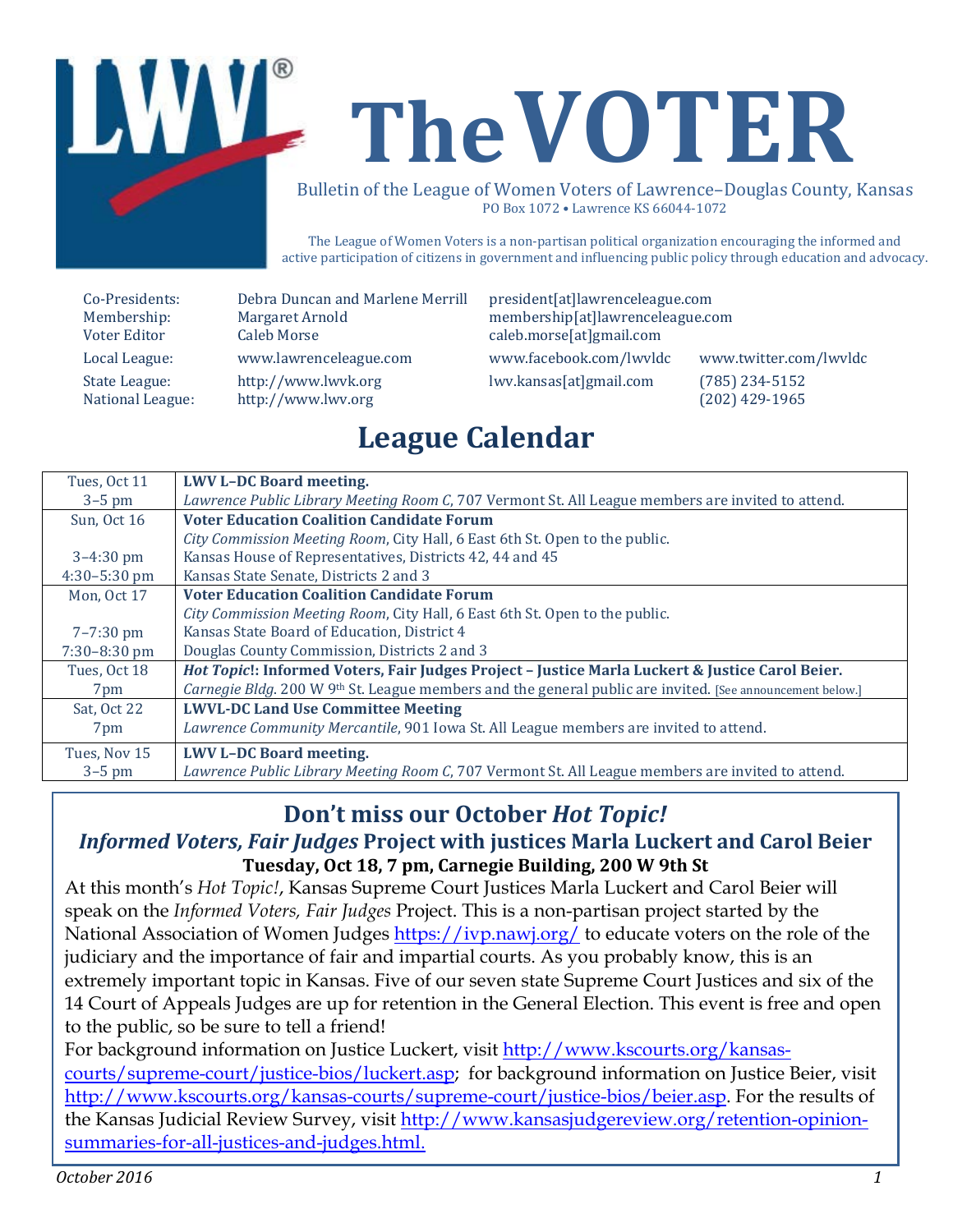# The VOTER

Bulletin of the League of Women Voters of Lawrence–Douglas County, Kansas
PO Box 1072 • Lawrence KS 66044-1072

The League of Women Voters is a non-partisan political organization encouraging the informed and active participation of citizens in government and influencing public policy through education and advocacy.

| | | | |
|---|---|---|---|
| Co-Presidents: | Debra Duncan and Marlene Merrill | president[at]lawrenceleague.com | |
| Membership: | Margaret Arnold | membership[at]lawrenceleague.com | |
| Voter Editor | Caleb Morse | caleb.morse[at]gmail.com | |
| Local League: | www.lawrenceleague.com | www.facebook.com/lwvldc | www.twitter.com/lwvldc |
| State League: | http://www.lwvk.org | lwv.kansas[at]gmail.com | (785) 234-5152 |
| National League: | http://www.lwv.org | | (202) 429-1965 |

## League Calendar

| Date / Time | Event |
|---|---|
| Tues, Oct 11<br>3–5 pm | **LWV L–DC Board meeting.**<br>*Lawrence Public Library Meeting Room C*, 707 Vermont St. All League members are invited to attend. |
| Sun, Oct 16 | **Voter Education Coalition Candidate Forum**<br>*City Commission Meeting Room*, City Hall, 6 East 6th St. Open to the public. |
| 3–4:30 pm | Kansas House of Representatives, Districts 42, 44 and 45 |
| 4:30–5:30 pm | Kansas State Senate, Districts 2 and 3 |
| Mon, Oct 17 | **Voter Education Coalition Candidate Forum**<br>*City Commission Meeting Room*, City Hall, 6 East 6th St. Open to the public. |
| 7–7:30 pm | Kansas State Board of Education, District 4 |
| 7:30–8:30 pm | Douglas County Commission, Districts 2 and 3 |
| Tues, Oct 18<br>7pm | ***Hot Topic*!: Informed Voters, Fair Judges Project – Justice Marla Luckert & Justice Carol Beier.**<br>*Carnegie Bldg*. 200 W 9th St. League members and the general public are invited. [See announcement below.] |
| Sat, Oct 22<br>7pm | **LWVL-DC Land Use Committee Meeting**<br>*Lawrence Community Mercantile*, 901 Iowa St. All League members are invited to attend. |
| Tues, Nov 15<br>3–5 pm | **LWV L–DC Board meeting.**<br>*Lawrence Public Library Meeting Room C*, 707 Vermont St. All League members are invited to attend. |

## Don't miss our October *Hot Topic!*

### *Informed Voters, Fair Judges* Project with justices Marla Luckert and Carol Beier

**Tuesday, Oct 18, 7 pm, Carnegie Building, 200 W 9th St**

At this month's *Hot Topic!*, Kansas Supreme Court Justices Marla Luckert and Carol Beier will speak on the *Informed Voters, Fair Judges* Project. This is a non-partisan project started by the National Association of Women Judges https://ivp.nawj.org/ to educate voters on the role of the judiciary and the importance of fair and impartial courts. As you probably know, this is an extremely important topic in Kansas. Five of our seven state Supreme Court Justices and six of the 14 Court of Appeals Judges are up for retention in the General Election. This event is free and open to the public, so be sure to tell a friend!

For background information on Justice Luckert, visit http://www.kscourts.org/kansas-courts/supreme-court/justice-bios/luckert.asp; for background information on Justice Beier, visit http://www.kscourts.org/kansas-courts/supreme-court/justice-bios/beier.asp. For the results of the Kansas Judicial Review Survey, visit http://www.kansasjudgereview.org/retention-opinion-summaries-for-all-justices-and-judges.html.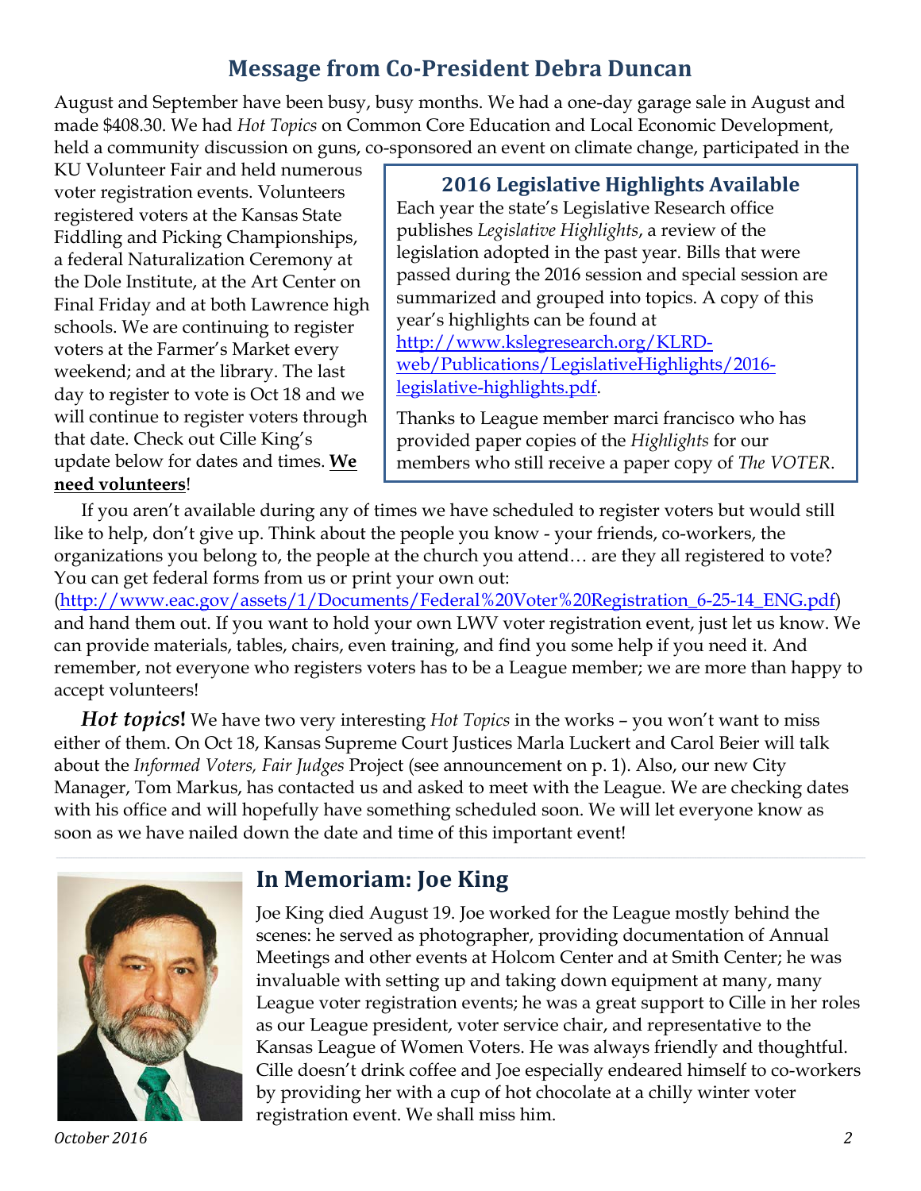## Message from Co-President Debra Duncan

August and September have been busy, busy months. We had a one-day garage sale in August and made $408.30. We had *Hot Topics* on Common Core Education and Local Economic Development, held a community discussion on guns, co-sponsored an event on climate change, participated in the KU Volunteer Fair and held numerous voter registration events. Volunteers registered voters at the Kansas State Fiddling and Picking Championships, a federal Naturalization Ceremony at the Dole Institute, at the Art Center on Final Friday and at both Lawrence high schools. We are continuing to register voters at the Farmer's Market every weekend; and at the library. The last day to register to vote is Oct 18 and we will continue to register voters through that date. Check out Cille King's update below for dates and times. **We need volunteers**!

### 2016 Legislative Highlights Available

Each year the state's Legislative Research office publishes *Legislative Highlights*, a review of the legislation adopted in the past year. Bills that were passed during the 2016 session and special session are summarized and grouped into topics. A copy of this year's highlights can be found at http://www.kslegresearch.org/KLRD-web/Publications/LegislativeHighlights/2016-legislative-highlights.pdf.

Thanks to League member marci francisco who has provided paper copies of the *Highlights* for our members who still receive a paper copy of *The VOTER*.

If you aren't available during any of times we have scheduled to register voters but would still like to help, don't give up. Think about the people you know - your friends, co-workers, the organizations you belong to, the people at the church you attend… are they all registered to vote? You can get federal forms from us or print your own out: (http://www.eac.gov/assets/1/Documents/Federal%20Voter%20Registration_6-25-14_ENG.pdf) and hand them out. If you want to hold your own LWV voter registration event, just let us know. We can provide materials, tables, chairs, even training, and find you some help if you need it. And remember, not everyone who registers voters has to be a League member; we are more than happy to accept volunteers!

***Hot topics*!** We have two very interesting *Hot Topics* in the works – you won't want to miss either of them. On Oct 18, Kansas Supreme Court Justices Marla Luckert and Carol Beier will talk about the *Informed Voters, Fair Judges* Project (see announcement on p. 1). Also, our new City Manager, Tom Markus, has contacted us and asked to meet with the League. We are checking dates with his office and will hopefully have something scheduled soon. We will let everyone know as soon as we have nailed down the date and time of this important event!

## In Memoriam: Joe King

Joe King died August 19. Joe worked for the League mostly behind the scenes: he served as photographer, providing documentation of Annual Meetings and other events at Holcom Center and at Smith Center; he was invaluable with setting up and taking down equipment at many, many League voter registration events; he was a great support to Cille in her roles as our League president, voter service chair, and representative to the Kansas League of Women Voters. He was always friendly and thoughtful. Cille doesn't drink coffee and Joe especially endeared himself to co-workers by providing her with a cup of hot chocolate at a chilly winter voter registration event. We shall miss him.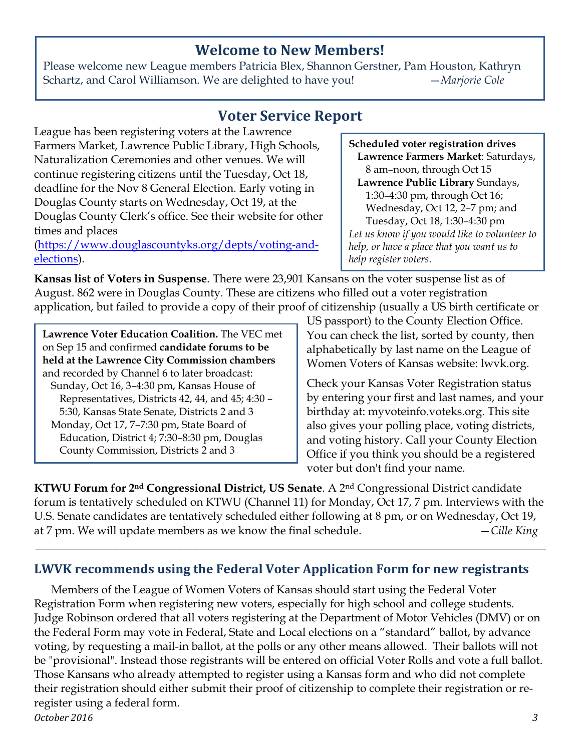## Welcome to New Members!

Please welcome new League members Patricia Blex, Shannon Gerstner, Pam Houston, Kathryn Schartz, and Carol Williamson. We are delighted to have you! —*Marjorie Cole*

## Voter Service Report

League has been registering voters at the Lawrence Farmers Market, Lawrence Public Library, High Schools, Naturalization Ceremonies and other venues. We will continue registering citizens until the Tuesday, Oct 18, deadline for the Nov 8 General Election. Early voting in Douglas County starts on Wednesday, Oct 19, at the Douglas County Clerk's office. See their website for other times and places (https://www.douglascountyks.org/depts/voting-and-elections).

**Scheduled voter registration drives**

- **Lawrence Farmers Market**: Saturdays, 8 am–noon, through Oct 15
- **Lawrence Public Library** Sundays, 1:30–4:30 pm, through Oct 16; Wednesday, Oct 12, 2–7 pm; and Tuesday, Oct 18, 1:30–4:30 pm

*Let us know if you would like to volunteer to help, or have a place that you want us to help register voters.*

**Kansas list of Voters in Suspense**. There were 23,901 Kansans on the voter suspense list as of August. 862 were in Douglas County. These are citizens who filled out a voter registration application, but failed to provide a copy of their proof of citizenship (usually a US birth certificate or US passport) to the County Election Office. You can check the list, sorted by county, then alphabetically by last name on the League of Women Voters of Kansas website: lwvk.org.

Check your Kansas Voter Registration status by entering your first and last names, and your birthday at: myvoteinfo.voteks.org. This site also gives your polling place, voting districts, and voting history. Call your County Election Office if you think you should be a registered voter but don't find your name.

**Lawrence Voter Education Coalition.** The VEC met on Sep 15 and confirmed **candidate forums to be held at the Lawrence City Commission chambers** and recorded by Channel 6 to later broadcast:

- Sunday, Oct 16, 3–4:30 pm, Kansas House of Representatives, Districts 42, 44, and 45; 4:30 – 5:30, Kansas State Senate, Districts 2 and 3
- Monday, Oct 17, 7–7:30 pm, State Board of Education, District 4; 7:30–8:30 pm, Douglas County Commission, Districts 2 and 3

**KTWU Forum for 2nd Congressional District, US Senate**. A 2nd Congressional District candidate forum is tentatively scheduled on KTWU (Channel 11) for Monday, Oct 17, 7 pm. Interviews with the U.S. Senate candidates are tentatively scheduled either following at 8 pm, or on Wednesday, Oct 19, at 7 pm. We will update members as we know the final schedule. —*Cille King*

## LWVK recommends using the Federal Voter Application Form for new registrants

Members of the League of Women Voters of Kansas should start using the Federal Voter Registration Form when registering new voters, especially for high school and college students. Judge Robinson ordered that all voters registering at the Department of Motor Vehicles (DMV) or on the Federal Form may vote in Federal, State and Local elections on a "standard" ballot, by advance voting, by requesting a mail-in ballot, at the polls or any other means allowed. Their ballots will not be "provisional". Instead those registrants will be entered on official Voter Rolls and vote a full ballot. Those Kansans who already attempted to register using a Kansas form and who did not complete their registration should either submit their proof of citizenship to complete their registration or re-register using a federal form.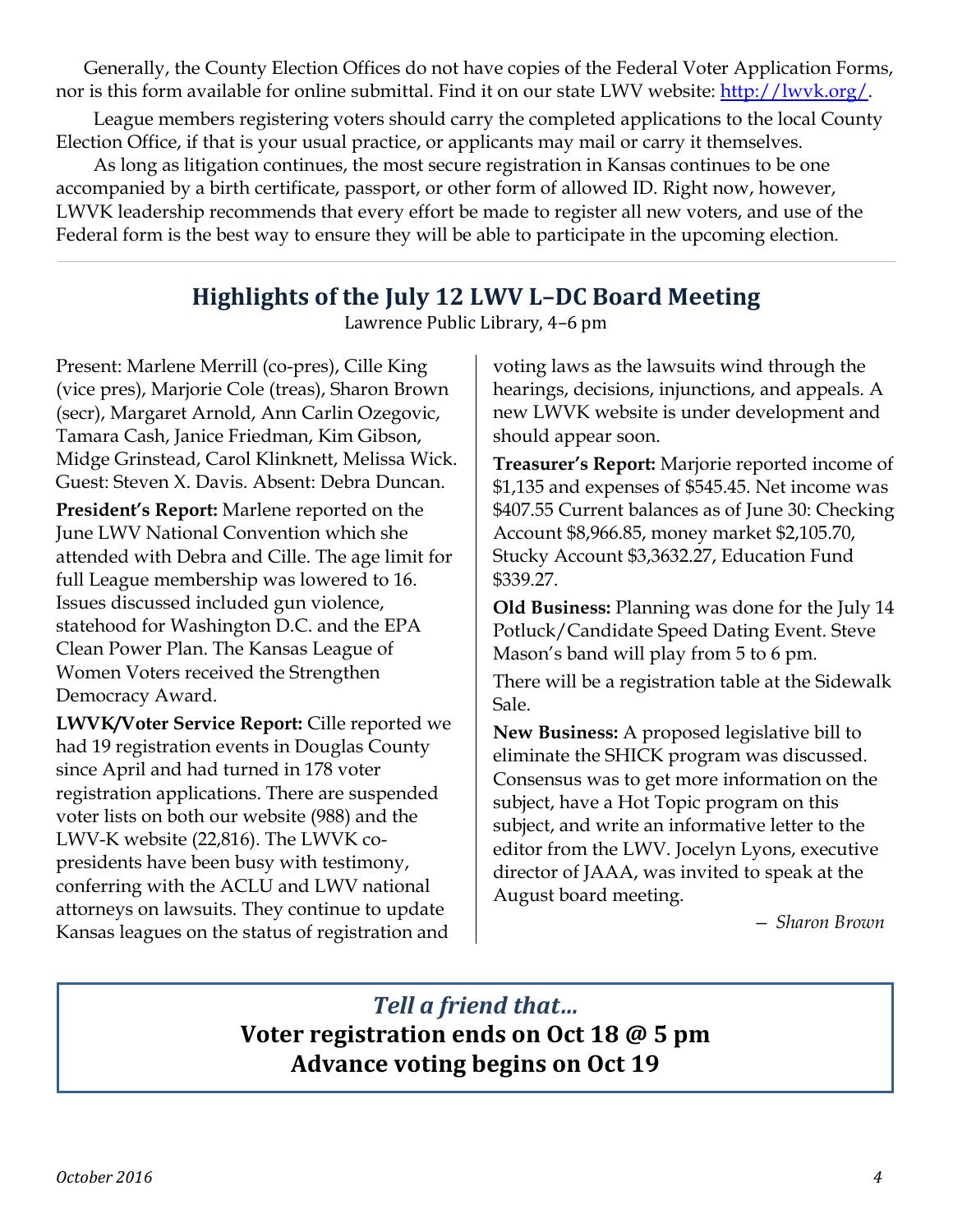Generally, the County Election Offices do not have copies of the Federal Voter Application Forms, nor is this form available for online submittal. Find it on our state LWV website: [http://lwvk.org/](http://lwvk.org/).

League members registering voters should carry the completed applications to the local County Election Office, if that is your usual practice, or applicants may mail or carry it themselves.

As long as litigation continues, the most secure registration in Kansas continues to be one accompanied by a birth certificate, passport, or other form of allowed ID. Right now, however, LWVK leadership recommends that every effort be made to register all new voters, and use of the Federal form is the best way to ensure they will be able to participate in the upcoming election.

---

## Highlights of the July 12 LWV L–DC Board Meeting

Lawrence Public Library, 4–6 pm

Present: Marlene Merrill (co-pres), Cille King (vice pres), Marjorie Cole (treas), Sharon Brown (secr), Margaret Arnold, Ann Carlin Ozegovic, Tamara Cash, Janice Friedman, Kim Gibson, Midge Grinstead, Carol Klinknett, Melissa Wick. Guest: Steven X. Davis. Absent: Debra Duncan.

**President's Report:** Marlene reported on the June LWV National Convention which she attended with Debra and Cille. The age limit for full League membership was lowered to 16. Issues discussed included gun violence, statehood for Washington D.C. and the EPA Clean Power Plan. The Kansas League of Women Voters received the Strengthen Democracy Award.

**LWVK/Voter Service Report:** Cille reported we had 19 registration events in Douglas County since April and had turned in 178 voter registration applications. There are suspended voter lists on both our website (988) and the LWV-K website (22,816). The LWVK co-presidents have been busy with testimony, conferring with the ACLU and LWV national attorneys on lawsuits. They continue to update Kansas leagues on the status of registration and voting laws as the lawsuits wind through the hearings, decisions, injunctions, and appeals. A new LWVK website is under development and should appear soon.

**Treasurer's Report:** Marjorie reported income of $1,135 and expenses of $545.45. Net income was $407.55 Current balances as of June 30: Checking Account $8,966.85, money market $2,105.70, Stucky Account $3,3632.27, Education Fund $339.27.

**Old Business:** Planning was done for the July 14 Potluck/Candidate Speed Dating Event. Steve Mason's band will play from 5 to 6 pm.

There will be a registration table at the Sidewalk Sale.

**New Business:** A proposed legislative bill to eliminate the SHICK program was discussed. Consensus was to get more information on the subject, have a Hot Topic program on this subject, and write an informative letter to the editor from the LWV. Jocelyn Lyons, executive director of JAAA, was invited to speak at the August board meeting.

*– Sharon Brown*

---

*Tell a friend that…*

**Voter registration ends on Oct 18 @ 5 pm**

**Advance voting begins on Oct 19**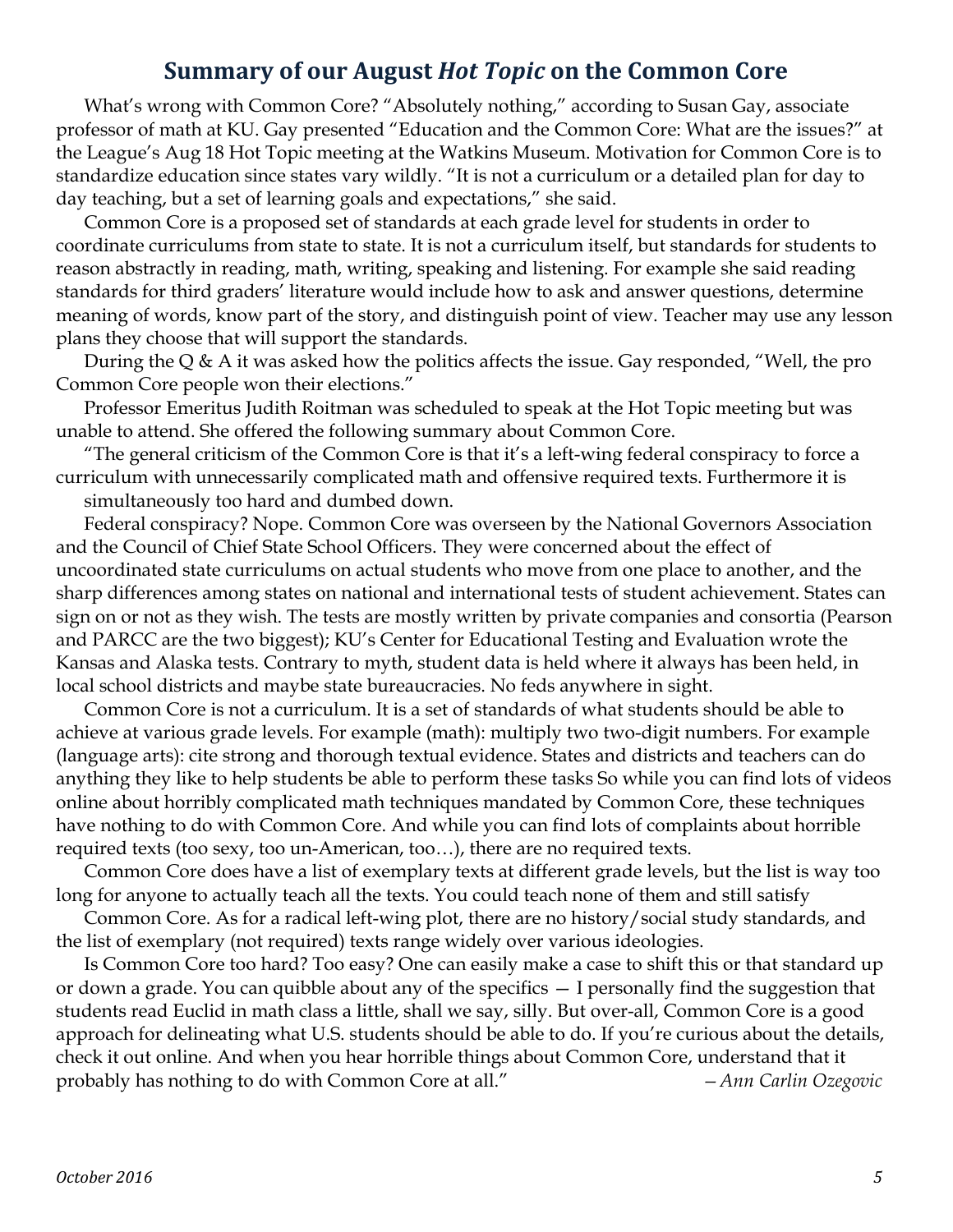## Summary of our August *Hot Topic* on the Common Core

What's wrong with Common Core? "Absolutely nothing," according to Susan Gay, associate professor of math at KU. Gay presented "Education and the Common Core: What are the issues?" at the League's Aug 18 Hot Topic meeting at the Watkins Museum. Motivation for Common Core is to standardize education since states vary wildly. "It is not a curriculum or a detailed plan for day to day teaching, but a set of learning goals and expectations," she said.

Common Core is a proposed set of standards at each grade level for students in order to coordinate curriculums from state to state. It is not a curriculum itself, but standards for students to reason abstractly in reading, math, writing, speaking and listening. For example she said reading standards for third graders' literature would include how to ask and answer questions, determine meaning of words, know part of the story, and distinguish point of view. Teacher may use any lesson plans they choose that will support the standards.

During the Q & A it was asked how the politics affects the issue. Gay responded, "Well, the pro Common Core people won their elections."

Professor Emeritus Judith Roitman was scheduled to speak at the Hot Topic meeting but was unable to attend. She offered the following summary about Common Core.

"The general criticism of the Common Core is that it's a left-wing federal conspiracy to force a curriculum with unnecessarily complicated math and offensive required texts. Furthermore it is simultaneously too hard and dumbed down.

Federal conspiracy? Nope. Common Core was overseen by the National Governors Association and the Council of Chief State School Officers. They were concerned about the effect of uncoordinated state curriculums on actual students who move from one place to another, and the sharp differences among states on national and international tests of student achievement. States can sign on or not as they wish. The tests are mostly written by private companies and consortia (Pearson and PARCC are the two biggest); KU's Center for Educational Testing and Evaluation wrote the Kansas and Alaska tests. Contrary to myth, student data is held where it always has been held, in local school districts and maybe state bureaucracies. No feds anywhere in sight.

Common Core is not a curriculum. It is a set of standards of what students should be able to achieve at various grade levels. For example (math): multiply two two-digit numbers. For example (language arts): cite strong and thorough textual evidence. States and districts and teachers can do anything they like to help students be able to perform these tasks So while you can find lots of videos online about horribly complicated math techniques mandated by Common Core, these techniques have nothing to do with Common Core. And while you can find lots of complaints about horrible required texts (too sexy, too un-American, too…), there are no required texts.

Common Core does have a list of exemplary texts at different grade levels, but the list is way too long for anyone to actually teach all the texts. You could teach none of them and still satisfy Common Core. As for a radical left-wing plot, there are no history/social study standards, and the list of exemplary (not required) texts range widely over various ideologies.

Is Common Core too hard? Too easy? One can easily make a case to shift this or that standard up or down a grade. You can quibble about any of the specifics — I personally find the suggestion that students read Euclid in math class a little, shall we say, silly. But over-all, Common Core is a good approach for delineating what U.S. students should be able to do. If you're curious about the details, check it out online. And when you hear horrible things about Common Core, understand that it probably has nothing to do with Common Core at all."

*– Ann Carlin Ozegovic*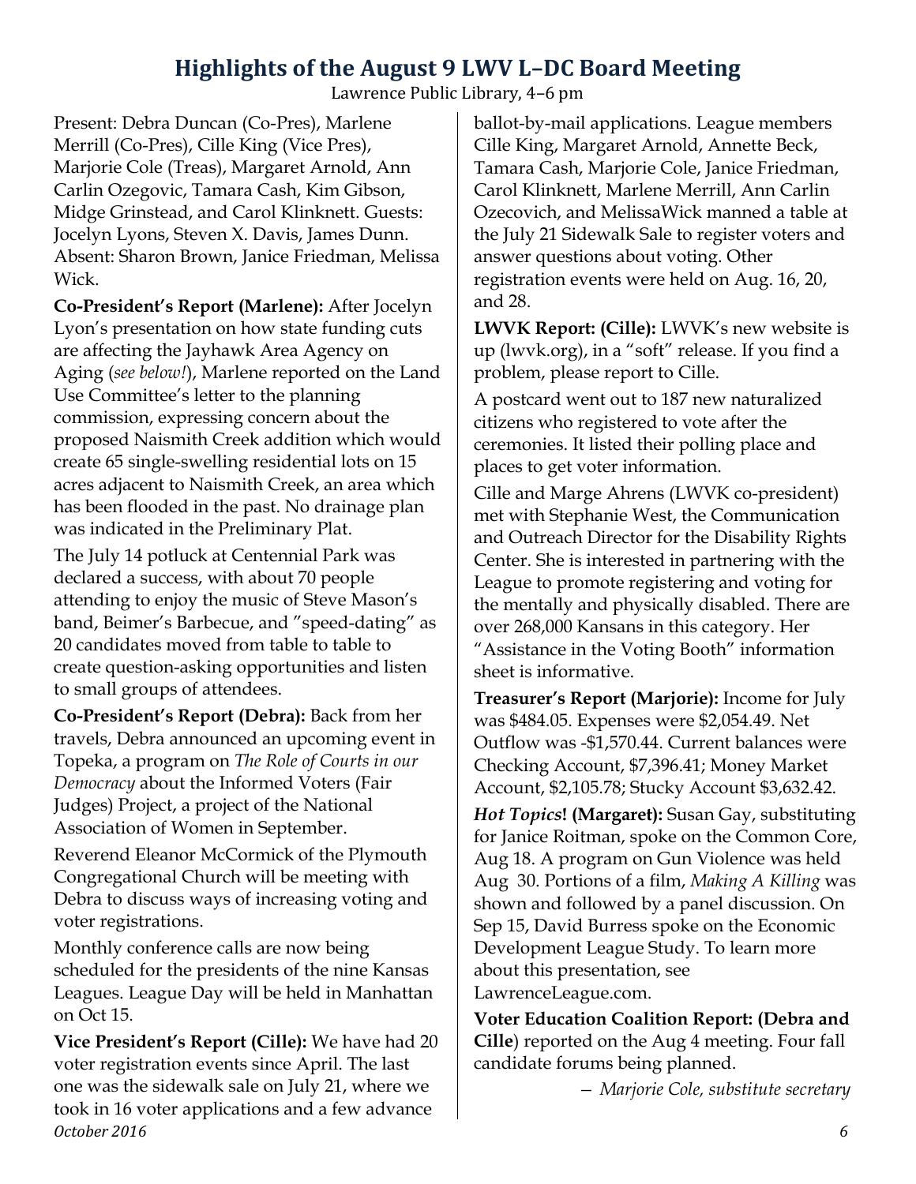# Highlights of the August 9 LWV L–DC Board Meeting

Lawrence Public Library, 4–6 pm

Present: Debra Duncan (Co-Pres), Marlene Merrill (Co-Pres), Cille King (Vice Pres), Marjorie Cole (Treas), Margaret Arnold, Ann Carlin Ozegovic, Tamara Cash, Kim Gibson, Midge Grinstead, and Carol Klinknett. Guests: Jocelyn Lyons, Steven X. Davis, James Dunn. Absent: Sharon Brown, Janice Friedman, Melissa Wick.

**Co-President's Report (Marlene):** After Jocelyn Lyon's presentation on how state funding cuts are affecting the Jayhawk Area Agency on Aging (*see below!*), Marlene reported on the Land Use Committee's letter to the planning commission, expressing concern about the proposed Naismith Creek addition which would create 65 single-swelling residential lots on 15 acres adjacent to Naismith Creek, an area which has been flooded in the past. No drainage plan was indicated in the Preliminary Plat.

The July 14 potluck at Centennial Park was declared a success, with about 70 people attending to enjoy the music of Steve Mason's band, Beimer's Barbecue, and "speed-dating" as 20 candidates moved from table to table to create question-asking opportunities and listen to small groups of attendees.

**Co-President's Report (Debra):** Back from her travels, Debra announced an upcoming event in Topeka, a program on *The Role of Courts in our Democracy* about the Informed Voters (Fair Judges) Project, a project of the National Association of Women in September.

Reverend Eleanor McCormick of the Plymouth Congregational Church will be meeting with Debra to discuss ways of increasing voting and voter registrations.

Monthly conference calls are now being scheduled for the presidents of the nine Kansas Leagues. League Day will be held in Manhattan on Oct 15.

**Vice President's Report (Cille):** We have had 20 voter registration events since April. The last one was the sidewalk sale on July 21, where we took in 16 voter applications and a few advance ballot-by-mail applications. League members Cille King, Margaret Arnold, Annette Beck, Tamara Cash, Marjorie Cole, Janice Friedman, Carol Klinknett, Marlene Merrill, Ann Carlin Ozecovich, and MelissaWick manned a table at the July 21 Sidewalk Sale to register voters and answer questions about voting. Other registration events were held on Aug. 16, 20, and 28.

**LWVK Report: (Cille):** LWVK's new website is up (lwvk.org), in a "soft" release. If you find a problem, please report to Cille.

A postcard went out to 187 new naturalized citizens who registered to vote after the ceremonies. It listed their polling place and places to get voter information.

Cille and Marge Ahrens (LWVK co-president) met with Stephanie West, the Communication and Outreach Director for the Disability Rights Center. She is interested in partnering with the League to promote registering and voting for the mentally and physically disabled. There are over 268,000 Kansans in this category. Her "Assistance in the Voting Booth" information sheet is informative.

**Treasurer's Report (Marjorie):** Income for July was $484.05. Expenses were $2,054.49. Net Outflow was -$1,570.44. Current balances were Checking Account, $7,396.41; Money Market Account, $2,105.78; Stucky Account $3,632.42.

***Hot Topics*! (Margaret):** Susan Gay, substituting for Janice Roitman, spoke on the Common Core, Aug 18. A program on Gun Violence was held Aug 30. Portions of a film, *Making A Killing* was shown and followed by a panel discussion. On Sep 15, David Burress spoke on the Economic Development League Study. To learn more about this presentation, see LawrenceLeague.com.

**Voter Education Coalition Report: (Debra and Cille**) reported on the Aug 4 meeting. Four fall candidate forums being planned.

*— Marjorie Cole, substitute secretary*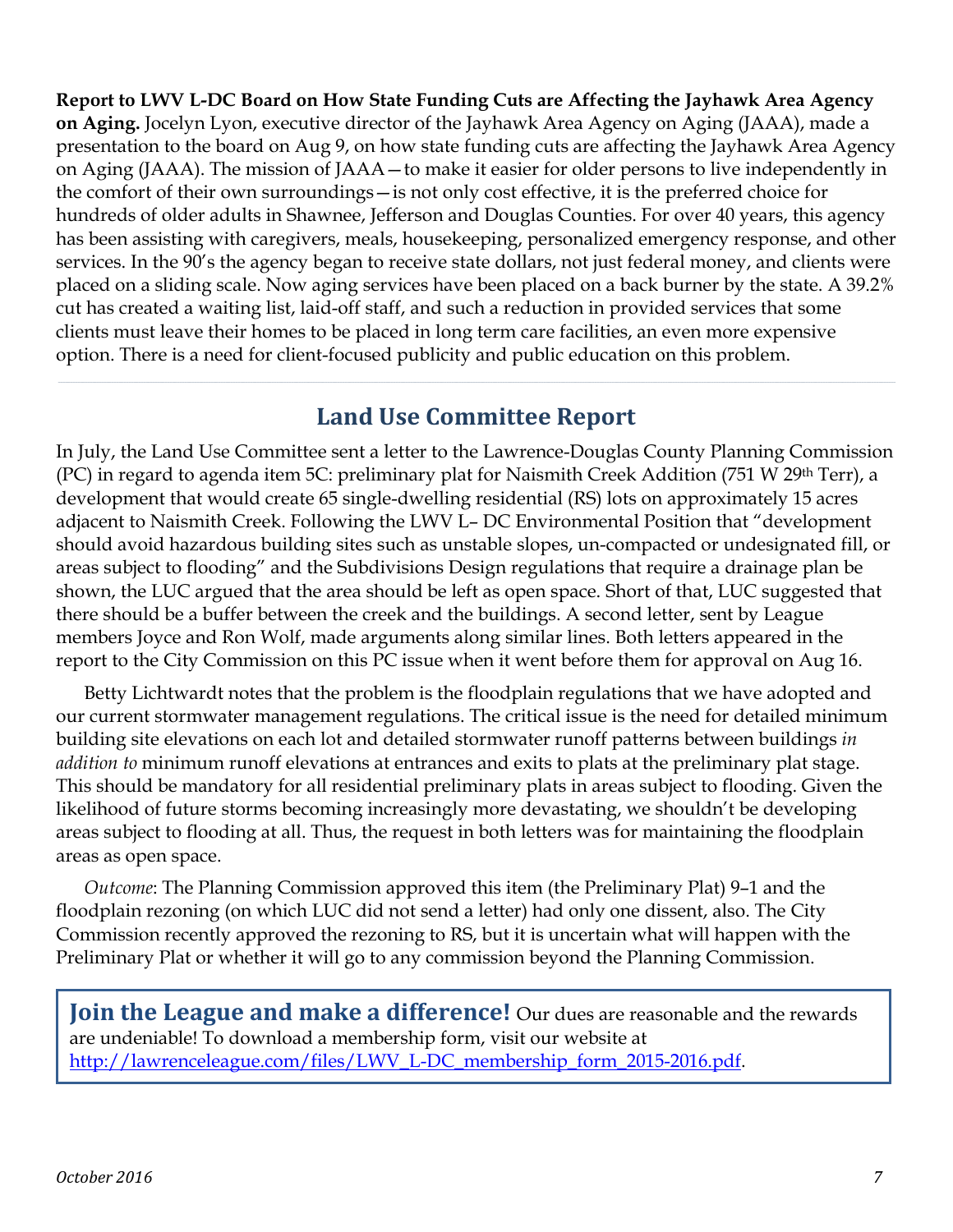**Report to LWV L-DC Board on How State Funding Cuts are Affecting the Jayhawk Area Agency on Aging.** Jocelyn Lyon, executive director of the Jayhawk Area Agency on Aging (JAAA), made a presentation to the board on Aug 9, on how state funding cuts are affecting the Jayhawk Area Agency on Aging (JAAA). The mission of JAAA—to make it easier for older persons to live independently in the comfort of their own surroundings—is not only cost effective, it is the preferred choice for hundreds of older adults in Shawnee, Jefferson and Douglas Counties. For over 40 years, this agency has been assisting with caregivers, meals, housekeeping, personalized emergency response, and other services. In the 90's the agency began to receive state dollars, not just federal money, and clients were placed on a sliding scale. Now aging services have been placed on a back burner by the state. A 39.2% cut has created a waiting list, laid-off staff, and such a reduction in provided services that some clients must leave their homes to be placed in long term care facilities, an even more expensive option. There is a need for client-focused publicity and public education on this problem.

---

## Land Use Committee Report

In July, the Land Use Committee sent a letter to the Lawrence-Douglas County Planning Commission (PC) in regard to agenda item 5C: preliminary plat for Naismith Creek Addition (751 W 29th Terr), a development that would create 65 single-dwelling residential (RS) lots on approximately 15 acres adjacent to Naismith Creek. Following the LWV L– DC Environmental Position that "development should avoid hazardous building sites such as unstable slopes, un-compacted or undesignated fill, or areas subject to flooding" and the Subdivisions Design regulations that require a drainage plan be shown, the LUC argued that the area should be left as open space. Short of that, LUC suggested that there should be a buffer between the creek and the buildings. A second letter, sent by League members Joyce and Ron Wolf, made arguments along similar lines. Both letters appeared in the report to the City Commission on this PC issue when it went before them for approval on Aug 16.

Betty Lichtwardt notes that the problem is the floodplain regulations that we have adopted and our current stormwater management regulations. The critical issue is the need for detailed minimum building site elevations on each lot and detailed stormwater runoff patterns between buildings *in addition to* minimum runoff elevations at entrances and exits to plats at the preliminary plat stage. This should be mandatory for all residential preliminary plats in areas subject to flooding. Given the likelihood of future storms becoming increasingly more devastating, we shouldn't be developing areas subject to flooding at all. Thus, the request in both letters was for maintaining the floodplain areas as open space.

*Outcome*: The Planning Commission approved this item (the Preliminary Plat) 9–1 and the floodplain rezoning (on which LUC did not send a letter) had only one dissent, also. The City Commission recently approved the rezoning to RS, but it is uncertain what will happen with the Preliminary Plat or whether it will go to any commission beyond the Planning Commission.

---

**Join the League and make a difference!** Our dues are reasonable and the rewards are undeniable! To download a membership form, visit our website at http://lawrenceleague.com/files/LWV_L-DC_membership_form_2015-2016.pdf.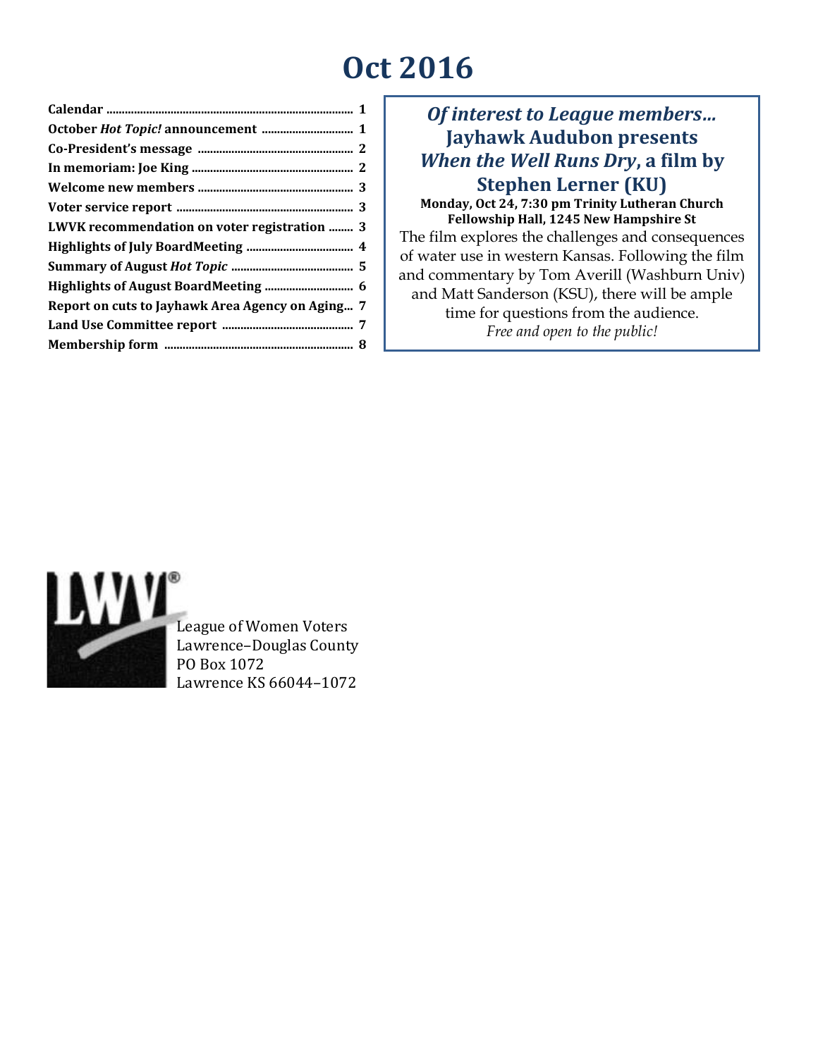# Oct 2016

| | |
|---|---|
| **Calendar** | **1** |
| **October *Hot Topic!* announcement** | **1** |
| **Co-President's message** | **2** |
| **In memoriam: Joe King** | **2** |
| **Welcome new members** | **3** |
| **Voter service report** | **3** |
| **LWVK recommendation on voter registration** | **3** |
| **Highlights of July BoardMeeting** | **4** |
| **Summary of August *Hot Topic*** | **5** |
| **Highlights of August BoardMeeting** | **6** |
| **Report on cuts to Jayhawk Area Agency on Aging...** | **7** |
| **Land Use Committee report** | **7** |
| **Membership form** | **8** |

## *Of interest to League members…* Jayhawk Audubon presents *When the Well Runs Dry*, a film by Stephen Lerner (KU)

**Monday, Oct 24, 7:30 pm Trinity Lutheran Church Fellowship Hall, 1245 New Hampshire St**

The film explores the challenges and consequences of water use in western Kansas. Following the film and commentary by Tom Averill (Washburn Univ) and Matt Sanderson (KSU), there will be ample time for questions from the audience.

*Free and open to the public!*

LWV®

League of Women Voters
Lawrence–Douglas County
PO Box 1072
Lawrence KS 66044–1072